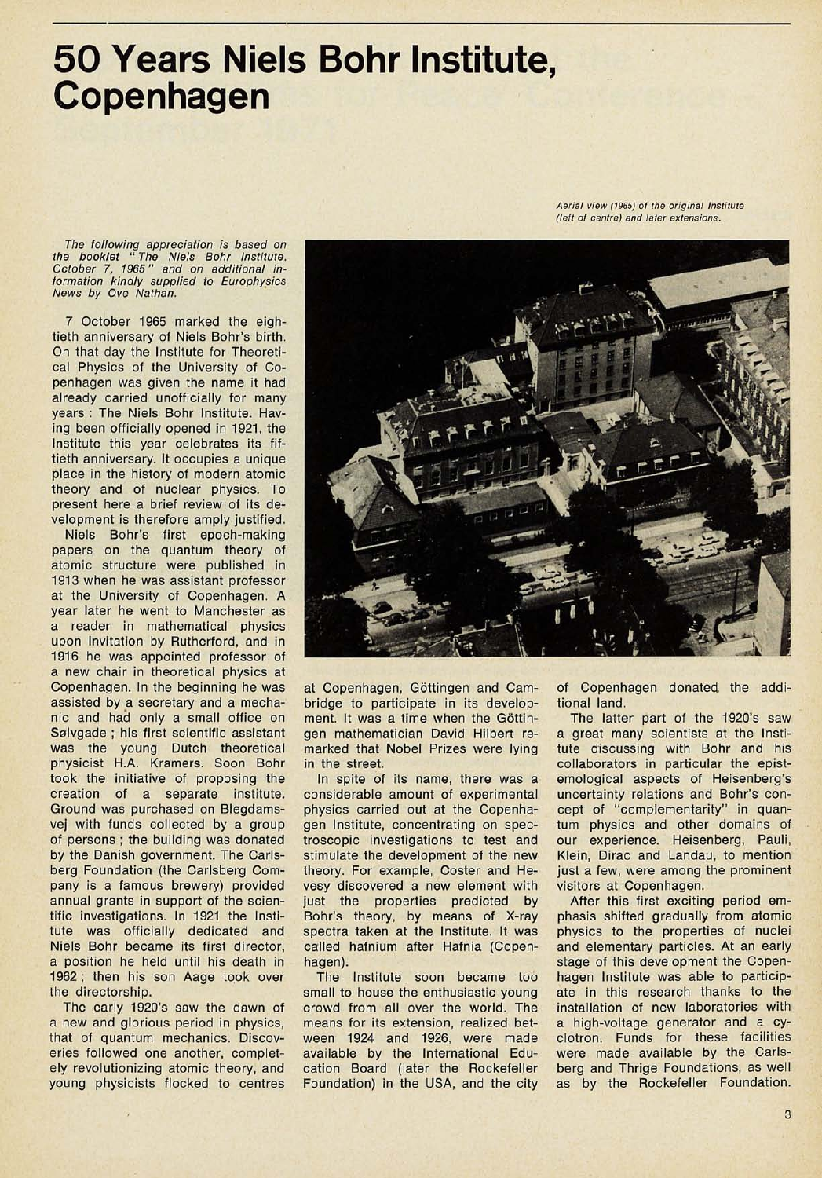# 50 Years Niels Bohr Institute, Copenhagen

*Aerial view (1965) of the original Institute (left of centre) and later extensions.*

*The following appreciation is based on the booklet "The Niels Bohr Institute. October 7, 1965" and on additional information kindly supplied to Europhysics News by Ove Nathan.*

7 October 1965 marked the eightieth anniversary of Niels Bohr's birth. On that day the Institute for Theoretical Physics of the University of Copenhagen was given the name it had already carried unofficially for many years : The Niels Bohr Institute. Having been officially opened in 1921, the Institute this year celebrates its fiftieth anniversary. It occupies a unique place in the history of modern atomic theory and of nuclear physics. To present here a brief review of its development is therefore amply justified.

Niels Bohr's first epoch-making papers on the quantum theory of atomic structure were published in 1913 when he was assistant professor at the University of Copenhagen. A year later he went to Manchester as a reader in mathematical physics upon invitation by Rutherford, and in 1916 he was appointed professor of a new chair in theoretical physics at Copenhagen. In the beginning he was assisted by a secretary and a mechanic and had only a small office on Sølvgade ; his first scientific assistant was the young Dutch theoretical physicist H.A. Kramers. Soon Bohr took the initiative of proposing the creation of a separate institute. Ground was purchased on Blegdamsvej with funds collected by a group of persons ; the building was donated by the Danish government. The Carlsberg Foundation (the Carlsberg Company is a famous brewery) provided annual grants in support of the scientific investigations. In 1921 the Institute was officially dedicated and Niels Bohr became its first director, a position he held until his death in 1962 ; then his son Aage took over the directorship.

The early 1920's saw the dawn of a new and glorious period in physics, that of quantum mechanics. Discoveries followed one another, completely revolutionizing atomic theory, and young physicists flocked to centres at Copenhagen, Göttingen and Cambridge to participate in its development. It was a time when the Göttingen mathematician David Hilbert remarked that Nobel Prizes were lying in the street.

In spite of its name, there was a considerable amount of experimental physics carried out at the Copenhagen Institute, concentrating on spectroscopic investigations to test and stimulate the development of the new theory. For example, Coster and Hevesy discovered a new element with just the properties predicted by Bohr's theory, by means of X-ray spectra taken at the Institute. It was called hafnium after Hafnia (Copenhagen).

The Institute soon became too small to house the enthusiastic young crowd from all over the world. The means for its extension, realized between 1924 and 1926, were made available by the International Education Board (later the Rockefeller Foundation) in the USA, and the city of Copenhagen donated the additional land.

The latter part of the 1920's saw a great many scientists at the Institute discussing with Bohr and his collaborators in particular the epistemological aspects of Heisenberg's uncertainty relations and Bohr's concept of "complementarity" in quantum physics and other domains of our experience. Heisenberg, Pauli, Klein, Dirac and Landau, to mention just a few, were among the prominent visitors at Copenhagen.

After this first exciting period emphasis shifted gradually from atomic physics to the properties of nuclei and elementary particles. At an early stage of this development the Copenhagen Institute was able to participate in this research thanks to the installation of new laboratories with a high-voltage generator and a cyclotron. Funds for these facilities were made available by the Carlsberg and Thrige Foundations, as well as by the Rockefeller Foundation.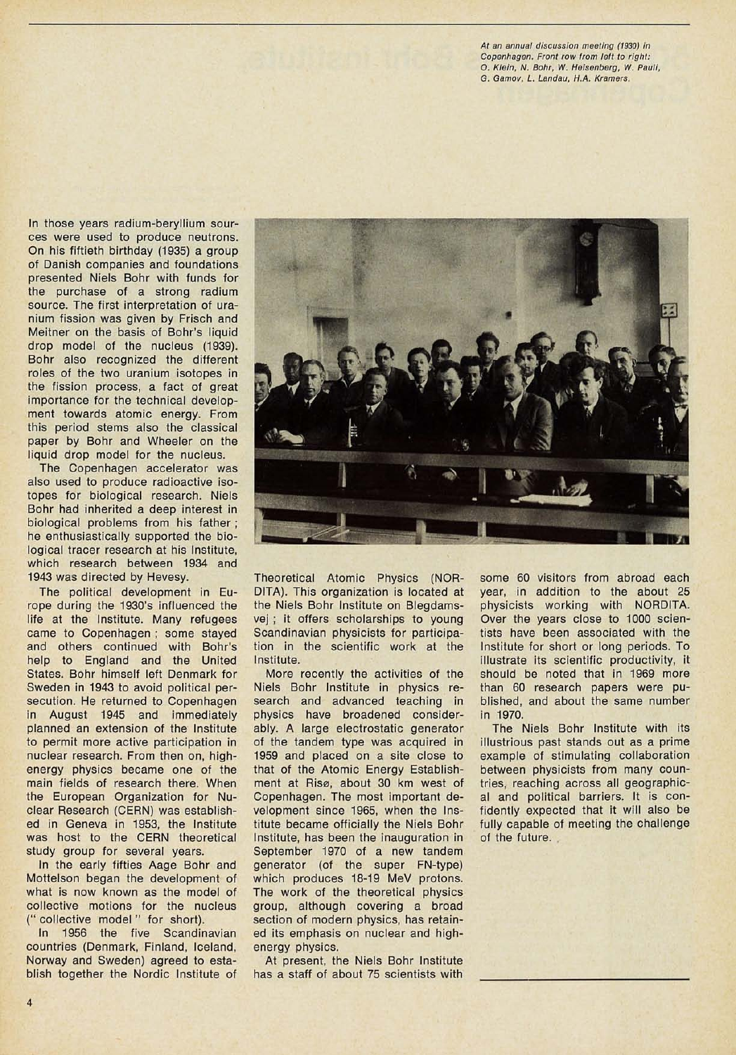*At an annual discussion meeting (1930) in Copenhagen. Front row from left to right: O. Klein, N. Bohr, W. Heisenberg, W. Pauli, G. Gamov, L. Landau, H.A. Kramers.*

In those years radium-beryllium sources were used to produce neutrons. On his fiftieth birthday (1935) a group of Danish companies and foundations presented Niels Bohr with funds for the purchase of a strong radium source. The first interpretation of uranium fission was given by Frisch and Meitner on the basis of Bohr's liquid drop model of the nucleus (1939). Bohr also recognized the different roles of the two uranium isotopes in the fission process, a fact of great importance for the technical development towards atomic energy. From this period stems also the classical paper by Bohr and Wheeler on the liquid drop model for the nucleus.

The Copenhagen accelerator was also used to produce radioactive isotopes for biological research. Niels Bohr had inherited a deep interest in biological problems from his father; he enthusiastically supported the biological tracer research at his Institute, which research between 1934 and 1943 was directed by Hevesy.

The political development in Europe during the 1930's influenced the life at the Institute. Many refugees came to Copenhagen; some stayed and others continued with Bohr's help to England and the United States. Bohr himself left Denmark for Sweden in 1943 to avoid political persecution. He returned to Copenhagen in August 1945 and immediately planned an extension of the Institute to permit more active participation in nuclear research. From then on, high-energy physics became one of the main fields of research there. When the European Organization for Nuclear Research (CERN) was established in Geneva in 1953, the Institute was host to the CERN theoretical study group for several years.

In the early fifties Aage Bohr and Mottelson began the development of what is now known as the model of collective motions for the nucleus ("collective model" for short).

In 1956 the five Scandinavian countries (Denmark, Finland, Iceland, Norway and Sweden) agreed to establish together the Nordic Institute of Theoretical Atomic Physics (NORDITA). This organization is located at the Niels Bohr Institute on Blegdamsvej; it offers scholarships to young Scandinavian physicists for participation in the scientific work at the Institute.

More recently the activities of the Niels Bohr Institute in physics research and advanced teaching in physics have broadened considerably. A large electrostatic generator of the tandem type was acquired in 1959 and placed on a site close to that of the Atomic Energy Establishment at Risø, about 30 km west of Copenhagen. The most important development since 1965, when the Institute became officially the Niels Bohr Institute, has been the inauguration in September 1970 of a new tandem generator (of the super FN-type) which produces 18-19 MeV protons. The work of the theoretical physics group, although covering a broad section of modern physics, has retained its emphasis on nuclear and high-energy physics.

At present, the Niels Bohr Institute has a staff of about 75 scientists with some 60 visitors from abroad each year, in addition to the about 25 physicists working with NORDITA. Over the years close to 1000 scientists have been associated with the Institute for short or long periods. To illustrate its scientific productivity, it should be noted that in 1969 more than 60 research papers were published, and about the same number in 1970.

The Niels Bohr Institute with its illustrious past stands out as a prime example of stimulating collaboration between physicists from many countries, reaching across all geographical and political barriers. It is confidently expected that it will also be fully capable of meeting the challenge of the future.